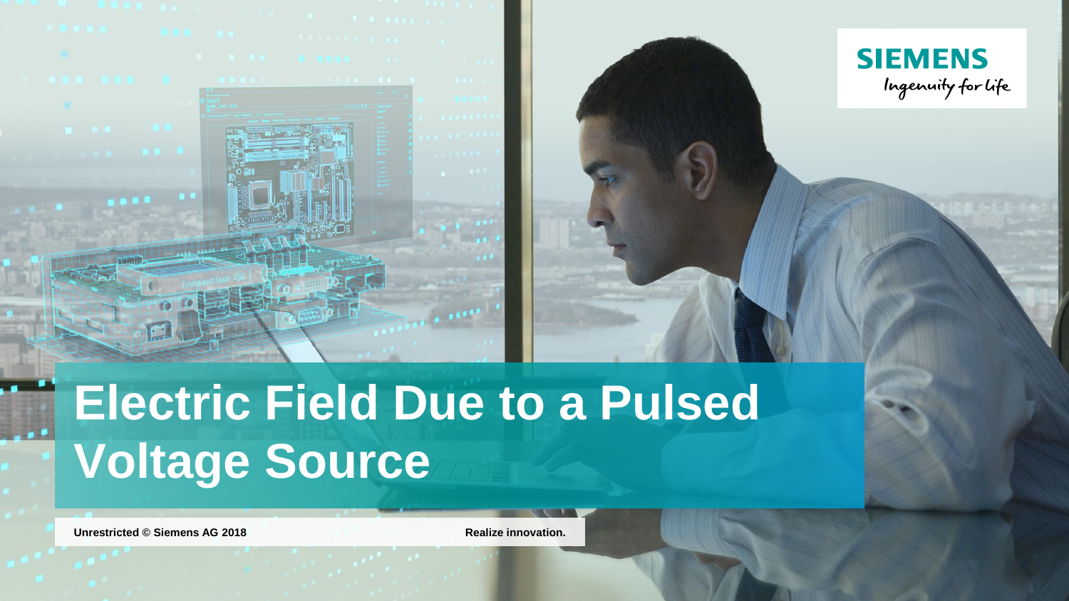# Electric Field Due to a Pulsed Voltage Source

**Unrestricted © Siemens AG 2018**

**Realize innovation.**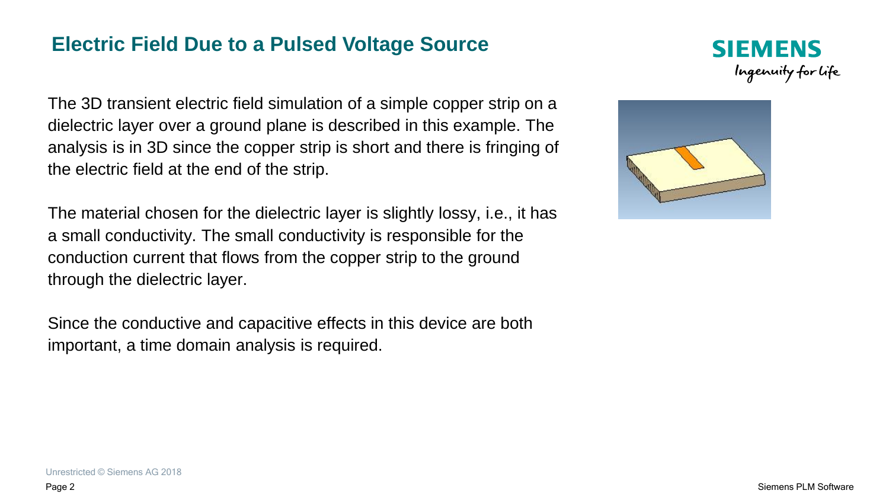# Electric Field Due to a Pulsed Voltage Source

The 3D transient electric field simulation of a simple copper strip on a dielectric layer over a ground plane is described in this example. The analysis is in 3D since the copper strip is short and there is fringing of the electric field at the end of the strip.

The material chosen for the dielectric layer is slightly lossy, i.e., it has a small conductivity. The small conductivity is responsible for the conduction current that flows from the copper strip to the ground through the dielectric layer.

Since the conductive and capacitive effects in this device are both important, a time domain analysis is required.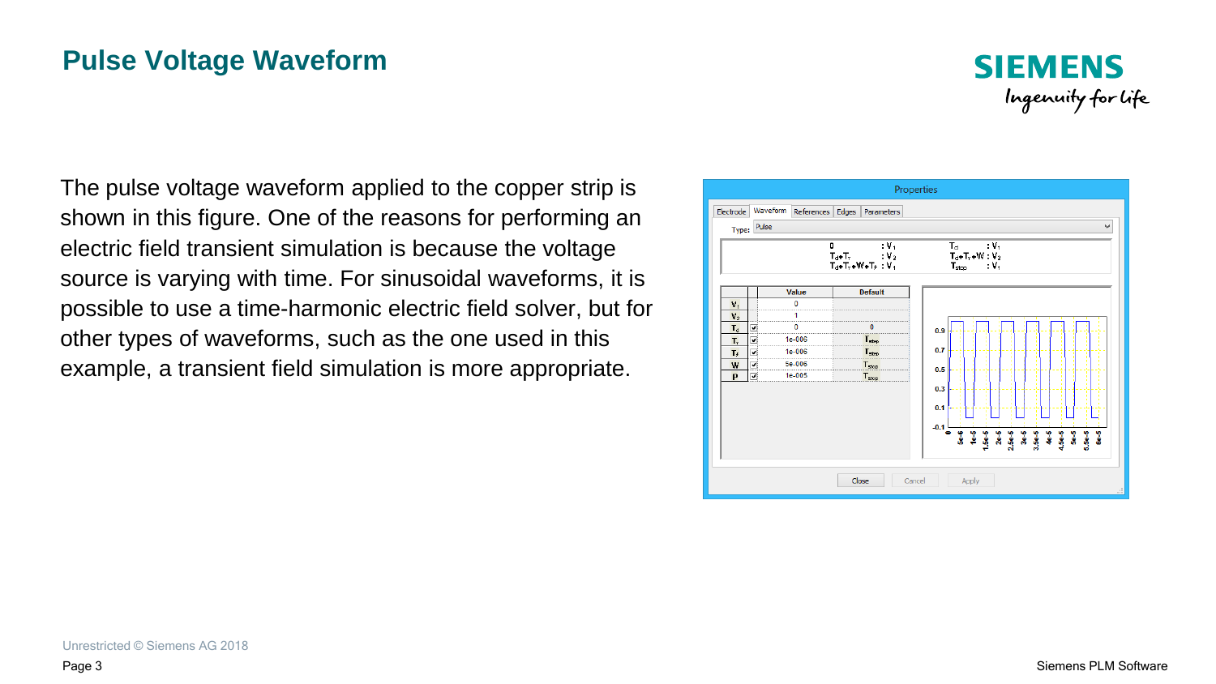# Pulse Voltage Waveform

The pulse voltage waveform applied to the copper strip is shown in this figure. One of the reasons for performing an electric field transient simulation is because the voltage source is varying with time. For sinusoidal waveforms, it is possible to use a time-harmonic electric field solver, but for other types of waveforms, such as the one used in this example, a transient field simulation is more appropriate.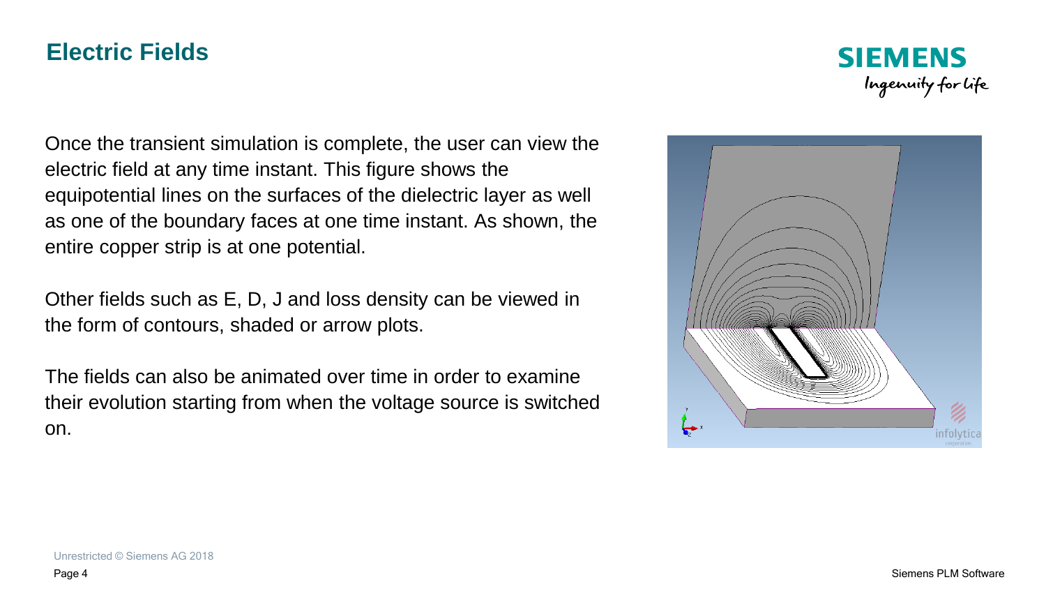# Electric Fields

Once the transient simulation is complete, the user can view the electric field at any time instant. This figure shows the equipotential lines on the surfaces of the dielectric layer as well as one of the boundary faces at one time instant. As shown, the entire copper strip is at one potential.

Other fields such as E, D, J and loss density can be viewed in the form of contours, shaded or arrow plots.

The fields can also be animated over time in order to examine their evolution starting from when the voltage source is switched on.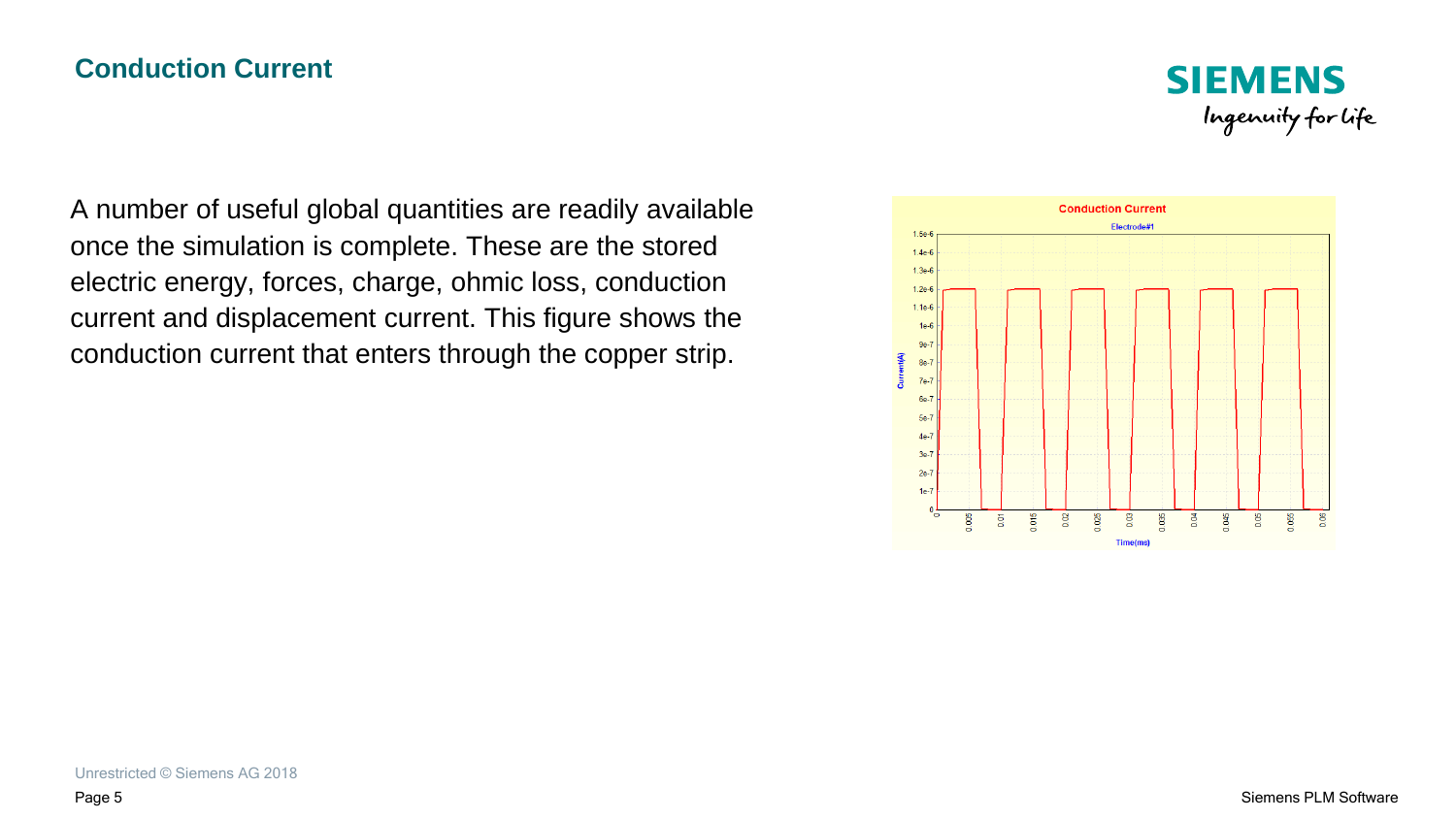## Conduction Current

A number of useful global quantities are readily available once the simulation is complete. These are the stored electric energy, forces, charge, ohmic loss, conduction current and displacement current. This figure shows the conduction current that enters through the copper strip.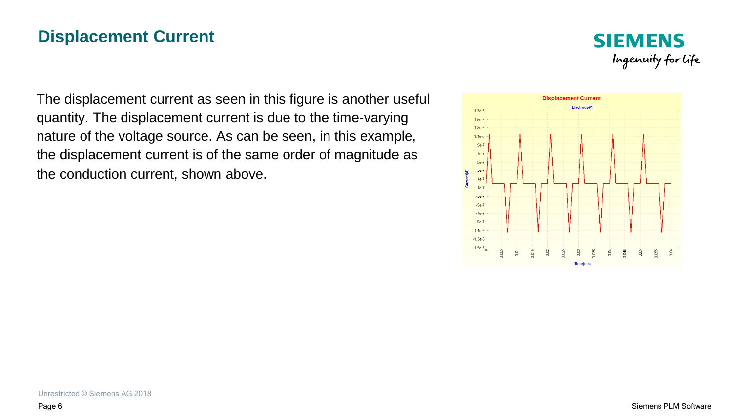# Displacement Current

The displacement current as seen in this figure is another useful quantity. The displacement current is due to the time-varying nature of the voltage source. As can be seen, in this example, the displacement current is of the same order of magnitude as the conduction current, shown above.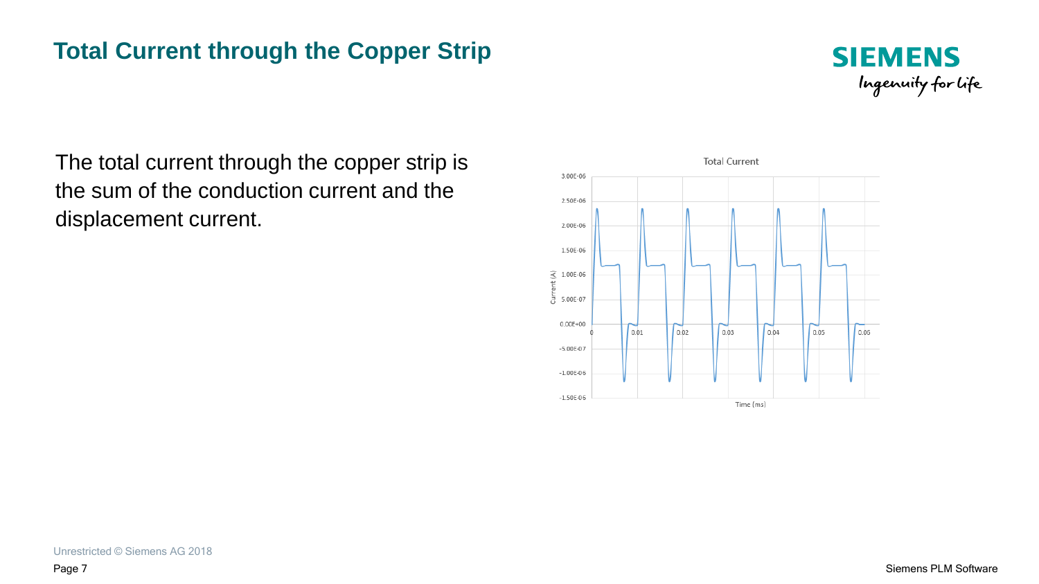# Total Current through the Copper Strip

The total current through the copper strip is the sum of the conduction current and the displacement current.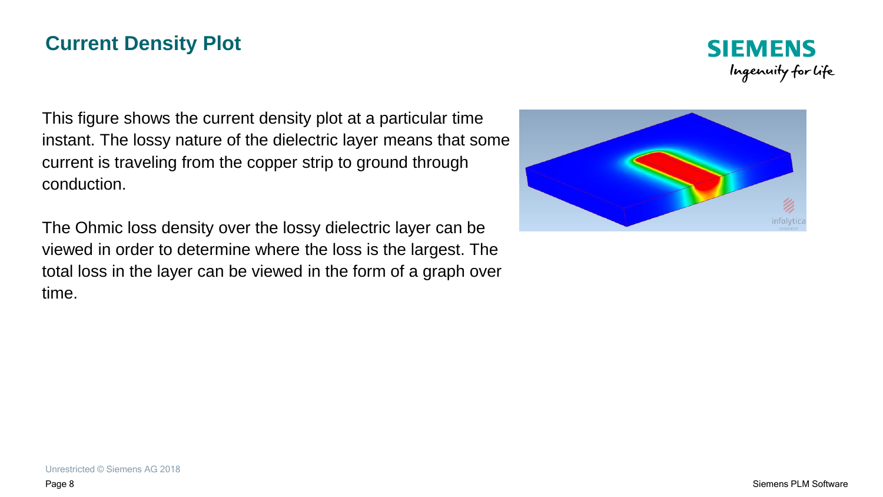# Current Density Plot

This figure shows the current density plot at a particular time instant. The lossy nature of the dielectric layer means that some current is traveling from the copper strip to ground through conduction.

The Ohmic loss density over the lossy dielectric layer can be viewed in order to determine where the loss is the largest. The total loss in the layer can be viewed in the form of a graph over time.